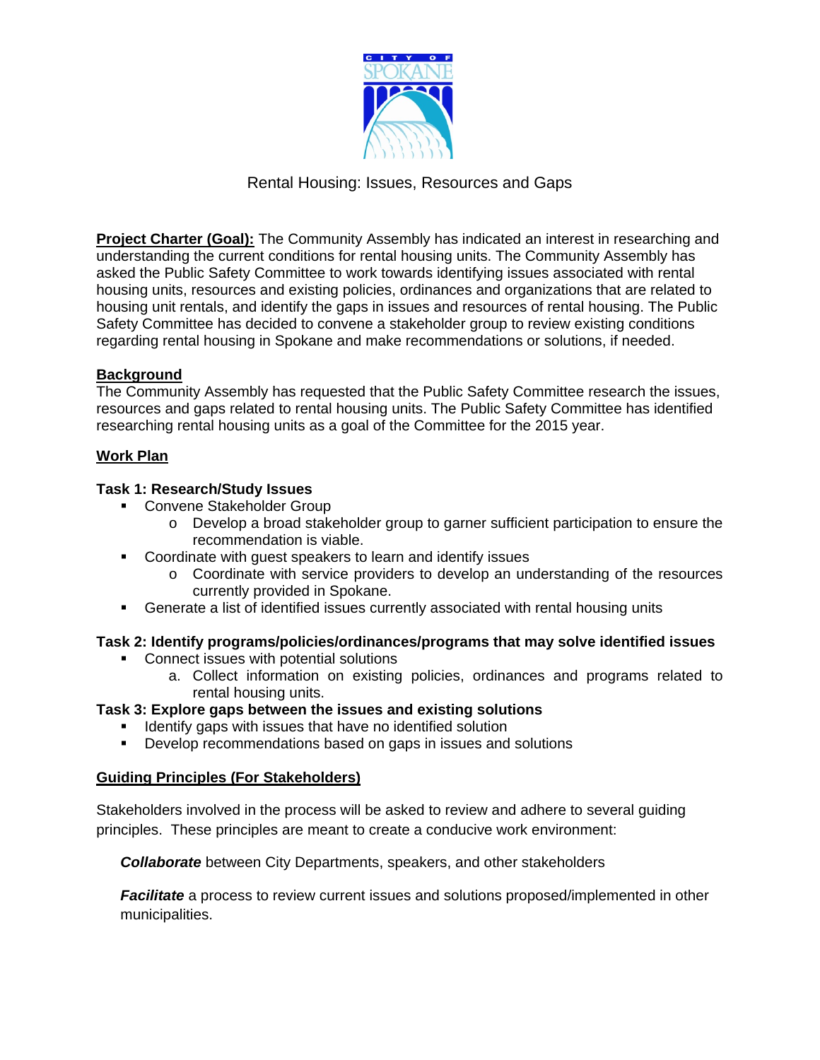# Rental Housing: Issues, Resources and Gaps

**Project Charter (Goal):** The Community Assembly has indicated an interest in researching and understanding the current conditions for rental housing units. The Community Assembly has asked the Public Safety Committee to work towards identifying issues associated with rental housing units, resources and existing policies, ordinances and organizations that are related to housing unit rentals, and identify the gaps in issues and resources of rental housing. The Public Safety Committee has decided to convene a stakeholder group to review existing conditions regarding rental housing in Spokane and make recommendations or solutions, if needed.

## Background

The Community Assembly has requested that the Public Safety Committee research the issues, resources and gaps related to rental housing units. The Public Safety Committee has identified researching rental housing units as a goal of the Committee for the 2015 year.

## Work Plan

### Task 1: Research/Study Issues

- Convene Stakeholder Group
  - Develop a broad stakeholder group to garner sufficient participation to ensure the recommendation is viable.
- Coordinate with guest speakers to learn and identify issues
  - Coordinate with service providers to develop an understanding of the resources currently provided in Spokane.
- Generate a list of identified issues currently associated with rental housing units

### Task 2: Identify programs/policies/ordinances/programs that may solve identified issues

- Connect issues with potential solutions
  a. Collect information on existing policies, ordinances and programs related to rental housing units.

### Task 3: Explore gaps between the issues and existing solutions

- Identify gaps with issues that have no identified solution
- Develop recommendations based on gaps in issues and solutions

## Guiding Principles (For Stakeholders)

Stakeholders involved in the process will be asked to review and adhere to several guiding principles. These principles are meant to create a conducive work environment:

***Collaborate*** between City Departments, speakers, and other stakeholders

***Facilitate*** a process to review current issues and solutions proposed/implemented in other municipalities.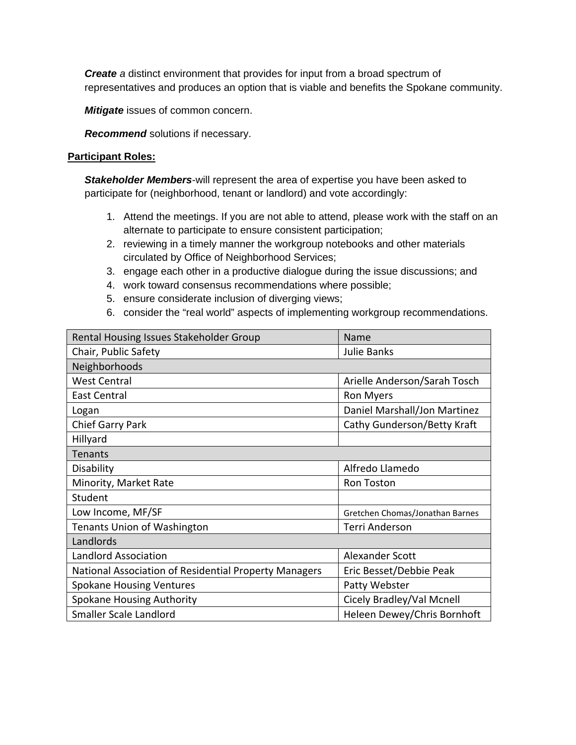***Create** a* distinct environment that provides for input from a broad spectrum of representatives and produces an option that is viable and benefits the Spokane community.

***Mitigate*** issues of common concern.

***Recommend*** solutions if necessary.

**<u>Participant Roles:</u>**

***Stakeholder Members***-will represent the area of expertise you have been asked to participate for (neighborhood, tenant or landlord) and vote accordingly:

1. Attend the meetings. If you are not able to attend, please work with the staff on an alternate to participate to ensure consistent participation;
2. reviewing in a timely manner the workgroup notebooks and other materials circulated by Office of Neighborhood Services;
3. engage each other in a productive dialogue during the issue discussions; and
4. work toward consensus recommendations where possible;
5. ensure considerate inclusion of diverging views;
6. consider the "real world" aspects of implementing workgroup recommendations.

| Rental Housing Issues Stakeholder Group | Name |
|---|---|
| Chair, Public Safety | Julie Banks |
| Neighborhoods | |
| West Central | Arielle Anderson/Sarah Tosch |
| East Central | Ron Myers |
| Logan | Daniel Marshall/Jon Martinez |
| Chief Garry Park | Cathy Gunderson/Betty Kraft |
| Hillyard | |
| Tenants | |
| Disability | Alfredo Llamedo |
| Minority, Market Rate | Ron Toston |
| Student | |
| Low Income, MF/SF | Gretchen Chomas/Jonathan Barnes |
| Tenants Union of Washington | Terri Anderson |
| Landlords | |
| Landlord Association | Alexander Scott |
| National Association of Residential Property Managers | Eric Besset/Debbie Peak |
| Spokane Housing Ventures | Patty Webster |
| Spokane Housing Authority | Cicely Bradley/Val Mcnell |
| Smaller Scale Landlord | Heleen Dewey/Chris Bornhoft |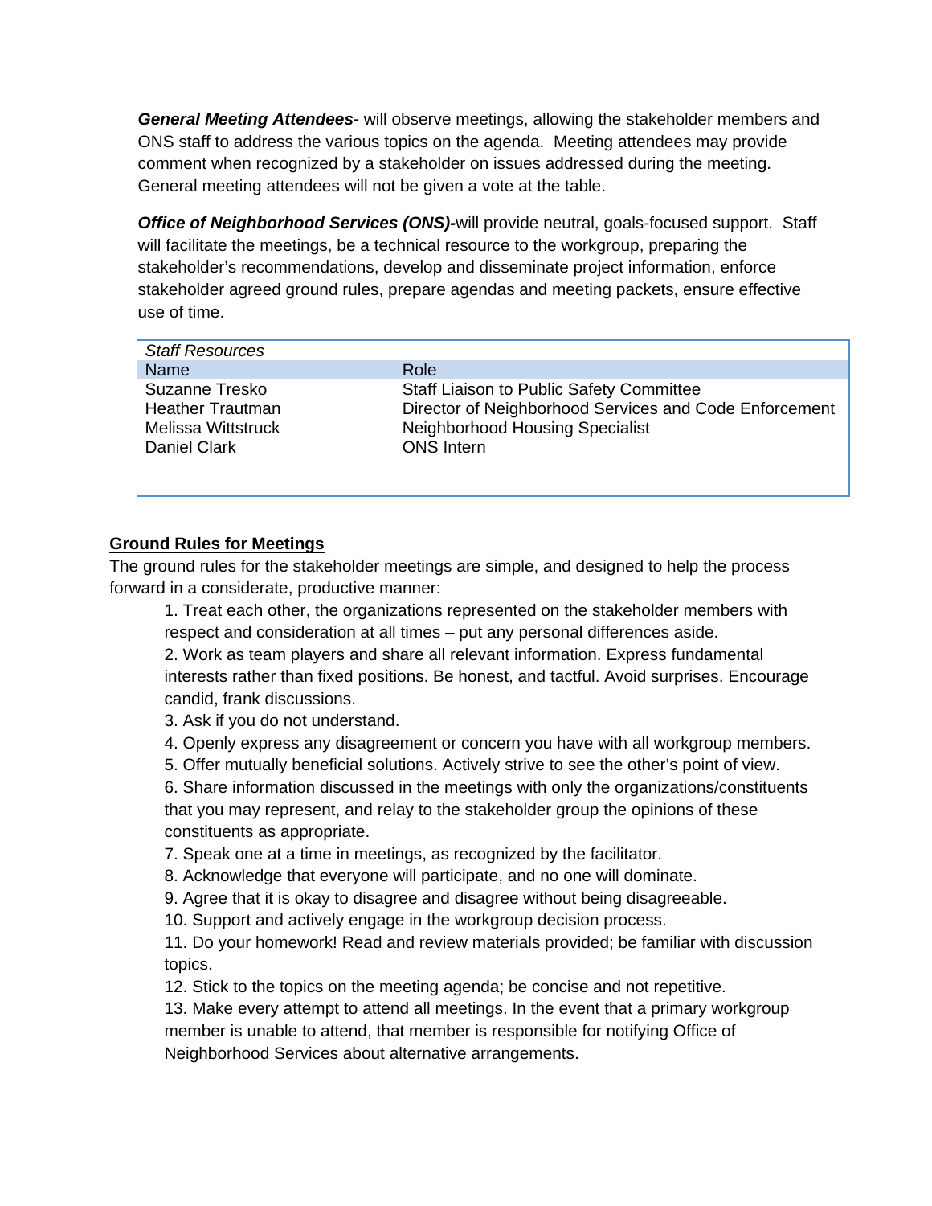***General Meeting Attendees-*** will observe meetings, allowing the stakeholder members and ONS staff to address the various topics on the agenda. Meeting attendees may provide comment when recognized by a stakeholder on issues addressed during the meeting. General meeting attendees will not be given a vote at the table.

***Office of Neighborhood Services (ONS)-***will provide neutral, goals-focused support. Staff will facilitate the meetings, be a technical resource to the workgroup, preparing the stakeholder's recommendations, develop and disseminate project information, enforce stakeholder agreed ground rules, prepare agendas and meeting packets, ensure effective use of time.

*Staff Resources*

| Name | Role |
|---|---|
| Suzanne Tresko | Staff Liaison to Public Safety Committee |
| Heather Trautman | Director of Neighborhood Services and Code Enforcement |
| Melissa Wittstruck | Neighborhood Housing Specialist |
| Daniel Clark | ONS Intern |

**<u>Ground Rules for Meetings</u>**

The ground rules for the stakeholder meetings are simple, and designed to help the process forward in a considerate, productive manner:

1. Treat each other, the organizations represented on the stakeholder members with respect and consideration at all times – put any personal differences aside.
2. Work as team players and share all relevant information. Express fundamental interests rather than fixed positions. Be honest, and tactful. Avoid surprises. Encourage candid, frank discussions.
3. Ask if you do not understand.
4. Openly express any disagreement or concern you have with all workgroup members.
5. Offer mutually beneficial solutions. Actively strive to see the other's point of view.
6. Share information discussed in the meetings with only the organizations/constituents that you may represent, and relay to the stakeholder group the opinions of these constituents as appropriate.
7. Speak one at a time in meetings, as recognized by the facilitator.
8. Acknowledge that everyone will participate, and no one will dominate.
9. Agree that it is okay to disagree and disagree without being disagreeable.
10. Support and actively engage in the workgroup decision process.
11. Do your homework! Read and review materials provided; be familiar with discussion topics.
12. Stick to the topics on the meeting agenda; be concise and not repetitive.
13. Make every attempt to attend all meetings. In the event that a primary workgroup member is unable to attend, that member is responsible for notifying Office of Neighborhood Services about alternative arrangements.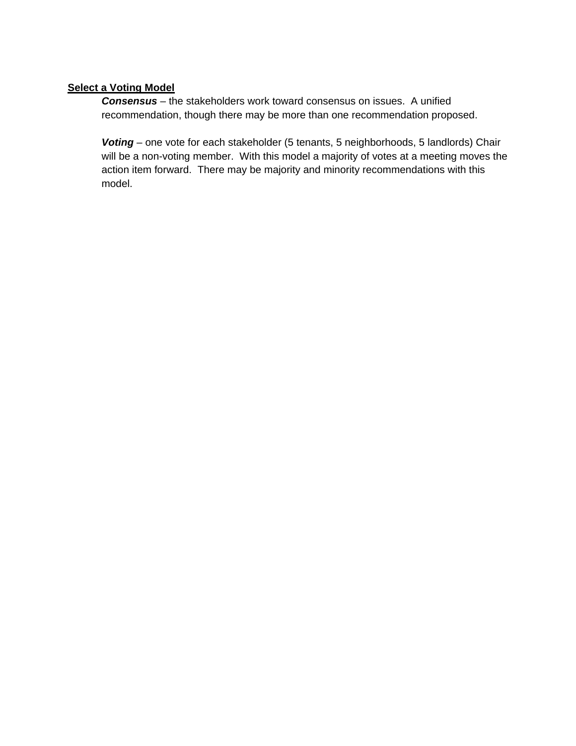**Select a Voting Model**

***Consensus*** – the stakeholders work toward consensus on issues.  A unified recommendation, though there may be more than one recommendation proposed.

***Voting*** – one vote for each stakeholder (5 tenants, 5 neighborhoods, 5 landlords) Chair will be a non-voting member.  With this model a majority of votes at a meeting moves the action item forward.  There may be majority and minority recommendations with this model.